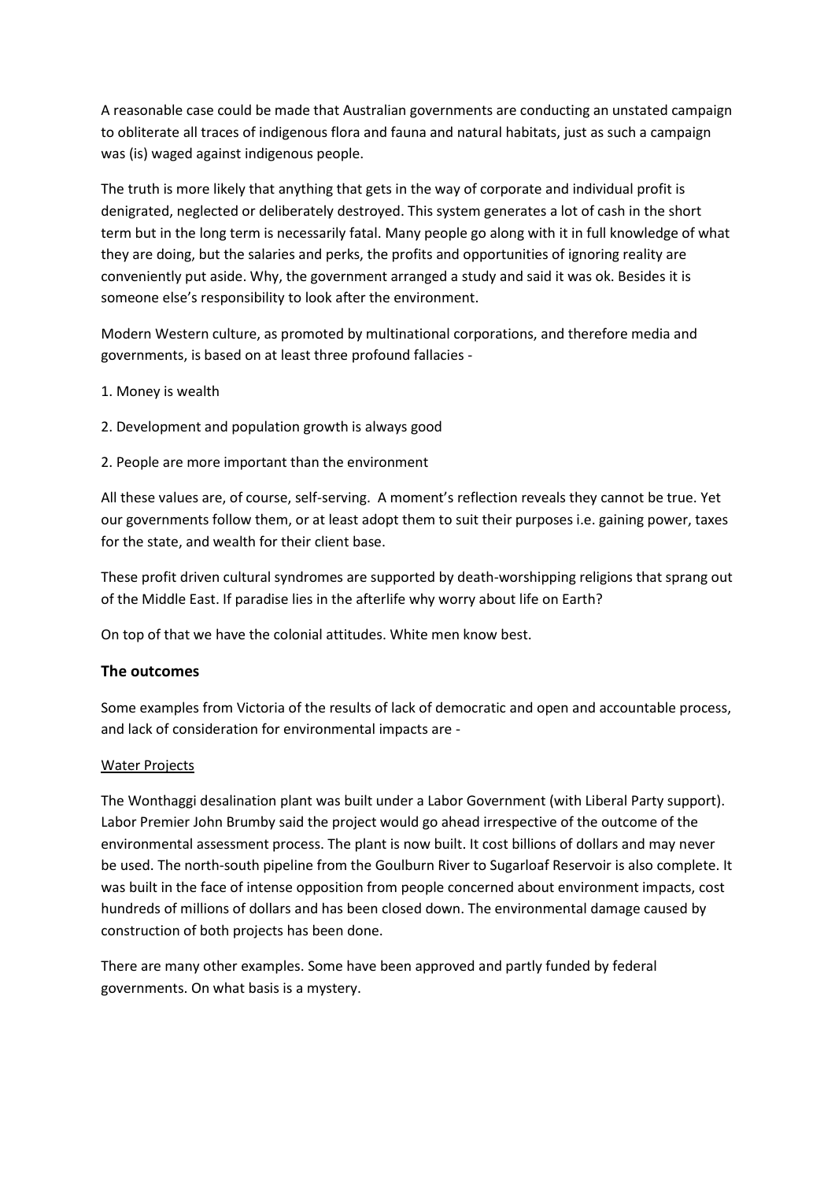A reasonable case could be made that Australian governments are conducting an unstated campaign to obliterate all traces of indigenous flora and fauna and natural habitats, just as such a campaign was (is) waged against indigenous people.

The truth is more likely that anything that gets in the way of corporate and individual profit is denigrated, neglected or deliberately destroyed. This system generates a lot of cash in the short term but in the long term is necessarily fatal. Many people go along with it in full knowledge of what they are doing, but the salaries and perks, the profits and opportunities of ignoring reality are conveniently put aside. Why, the government arranged a study and said it was ok. Besides it is someone else's responsibility to look after the environment.

Modern Western culture, as promoted by multinational corporations, and therefore media and governments, is based on at least three profound fallacies -

1. Money is wealth

2. Development and population growth is always good

2. People are more important than the environment

All these values are, of course, self-serving. A moment's reflection reveals they cannot be true. Yet our governments follow them, or at least adopt them to suit their purposes i.e. gaining power, taxes for the state, and wealth for their client base.

These profit driven cultural syndromes are supported by death-worshipping religions that sprang out of the Middle East. If paradise lies in the afterlife why worry about life on Earth?

On top of that we have the colonial attitudes. White men know best.

### The outcomes

Some examples from Victoria of the results of lack of democratic and open and accountable process, and lack of consideration for environmental impacts are -

<u>Water Projects</u>

The Wonthaggi desalination plant was built under a Labor Government (with Liberal Party support). Labor Premier John Brumby said the project would go ahead irrespective of the outcome of the environmental assessment process. The plant is now built. It cost billions of dollars and may never be used. The north-south pipeline from the Goulburn River to Sugarloaf Reservoir is also complete. It was built in the face of intense opposition from people concerned about environment impacts, cost hundreds of millions of dollars and has been closed down. The environmental damage caused by construction of both projects has been done.

There are many other examples. Some have been approved and partly funded by federal governments. On what basis is a mystery.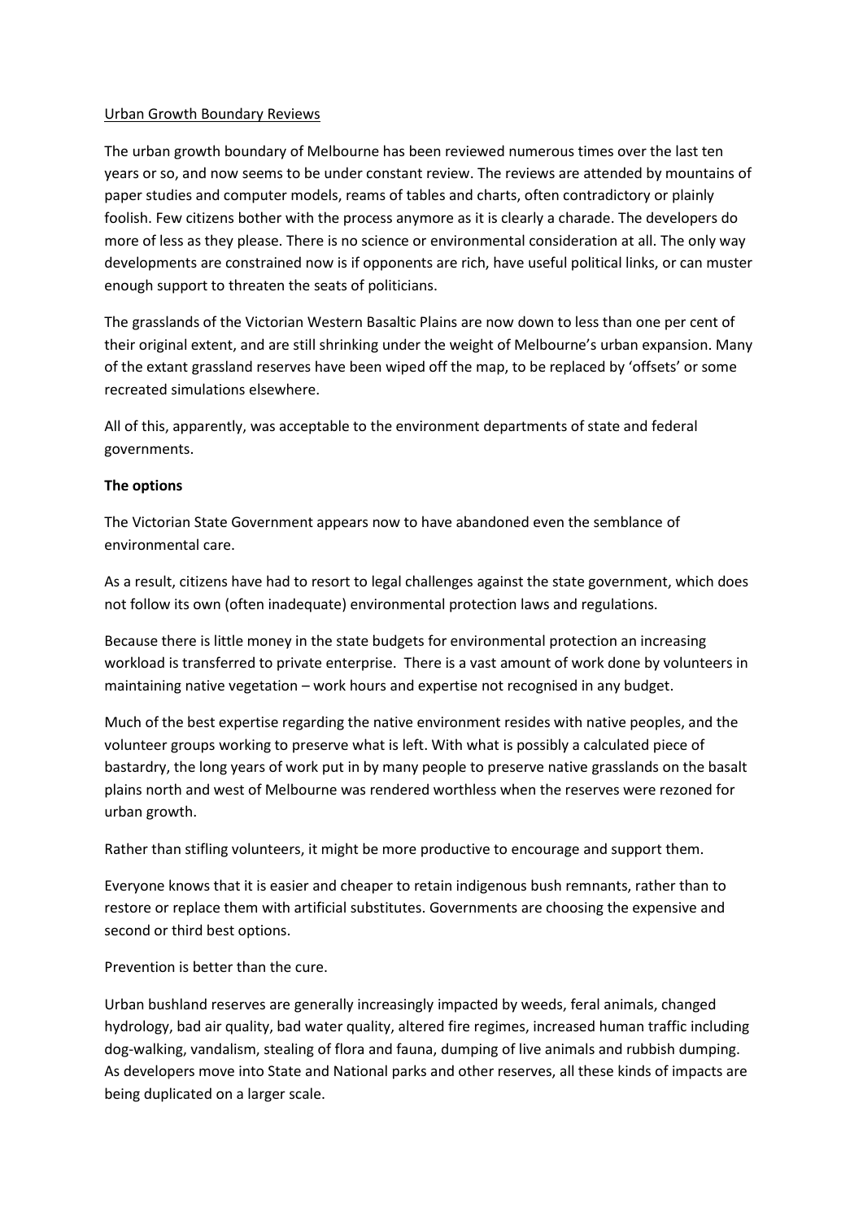Urban Growth Boundary Reviews

The urban growth boundary of Melbourne has been reviewed numerous times over the last ten years or so, and now seems to be under constant review. The reviews are attended by mountains of paper studies and computer models, reams of tables and charts, often contradictory or plainly foolish. Few citizens bother with the process anymore as it is clearly a charade. The developers do more of less as they please. There is no science or environmental consideration at all. The only way developments are constrained now is if opponents are rich, have useful political links, or can muster enough support to threaten the seats of politicians.

The grasslands of the Victorian Western Basaltic Plains are now down to less than one per cent of their original extent, and are still shrinking under the weight of Melbourne's urban expansion. Many of the extant grassland reserves have been wiped off the map, to be replaced by 'offsets' or some recreated simulations elsewhere.

All of this, apparently, was acceptable to the environment departments of state and federal governments.

**The options**

The Victorian State Government appears now to have abandoned even the semblance of environmental care.

As a result, citizens have had to resort to legal challenges against the state government, which does not follow its own (often inadequate) environmental protection laws and regulations.

Because there is little money in the state budgets for environmental protection an increasing workload is transferred to private enterprise. There is a vast amount of work done by volunteers in maintaining native vegetation – work hours and expertise not recognised in any budget.

Much of the best expertise regarding the native environment resides with native peoples, and the volunteer groups working to preserve what is left. With what is possibly a calculated piece of bastardry, the long years of work put in by many people to preserve native grasslands on the basalt plains north and west of Melbourne was rendered worthless when the reserves were rezoned for urban growth.

Rather than stifling volunteers, it might be more productive to encourage and support them.

Everyone knows that it is easier and cheaper to retain indigenous bush remnants, rather than to restore or replace them with artificial substitutes. Governments are choosing the expensive and second or third best options.

Prevention is better than the cure.

Urban bushland reserves are generally increasingly impacted by weeds, feral animals, changed hydrology, bad air quality, bad water quality, altered fire regimes, increased human traffic including dog-walking, vandalism, stealing of flora and fauna, dumping of live animals and rubbish dumping. As developers move into State and National parks and other reserves, all these kinds of impacts are being duplicated on a larger scale.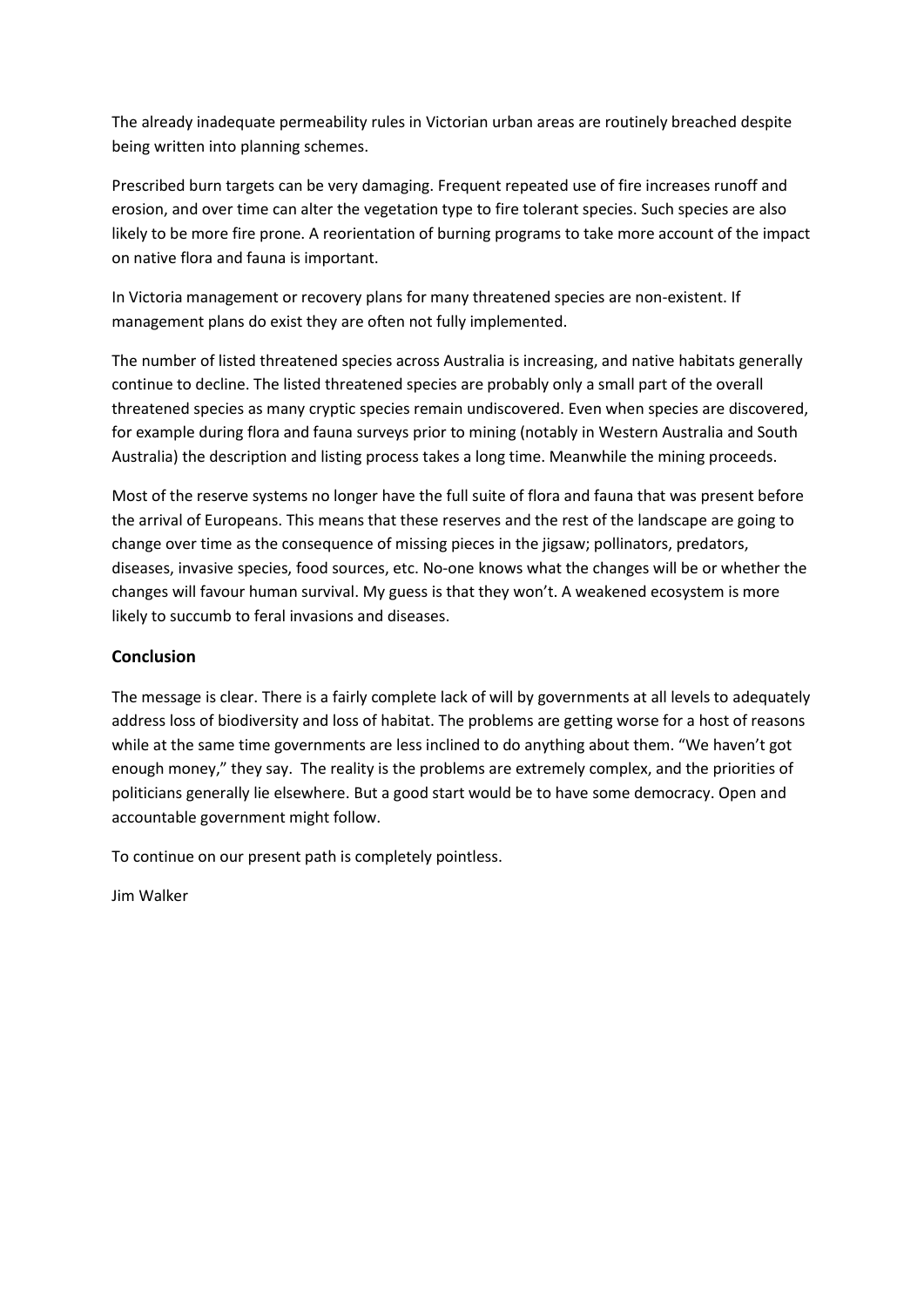The already inadequate permeability rules in Victorian urban areas are routinely breached despite being written into planning schemes.

Prescribed burn targets can be very damaging. Frequent repeated use of fire increases runoff and erosion, and over time can alter the vegetation type to fire tolerant species. Such species are also likely to be more fire prone. A reorientation of burning programs to take more account of the impact on native flora and fauna is important.

In Victoria management or recovery plans for many threatened species are non-existent. If management plans do exist they are often not fully implemented.

The number of listed threatened species across Australia is increasing, and native habitats generally continue to decline. The listed threatened species are probably only a small part of the overall threatened species as many cryptic species remain undiscovered. Even when species are discovered, for example during flora and fauna surveys prior to mining (notably in Western Australia and South Australia) the description and listing process takes a long time. Meanwhile the mining proceeds.

Most of the reserve systems no longer have the full suite of flora and fauna that was present before the arrival of Europeans. This means that these reserves and the rest of the landscape are going to change over time as the consequence of missing pieces in the jigsaw; pollinators, predators, diseases, invasive species, food sources, etc. No-one knows what the changes will be or whether the changes will favour human survival. My guess is that they won't. A weakened ecosystem is more likely to succumb to feral invasions and diseases.

## Conclusion

The message is clear. There is a fairly complete lack of will by governments at all levels to adequately address loss of biodiversity and loss of habitat. The problems are getting worse for a host of reasons while at the same time governments are less inclined to do anything about them. "We haven't got enough money," they say. The reality is the problems are extremely complex, and the priorities of politicians generally lie elsewhere. But a good start would be to have some democracy. Open and accountable government might follow.

To continue on our present path is completely pointless.

Jim Walker